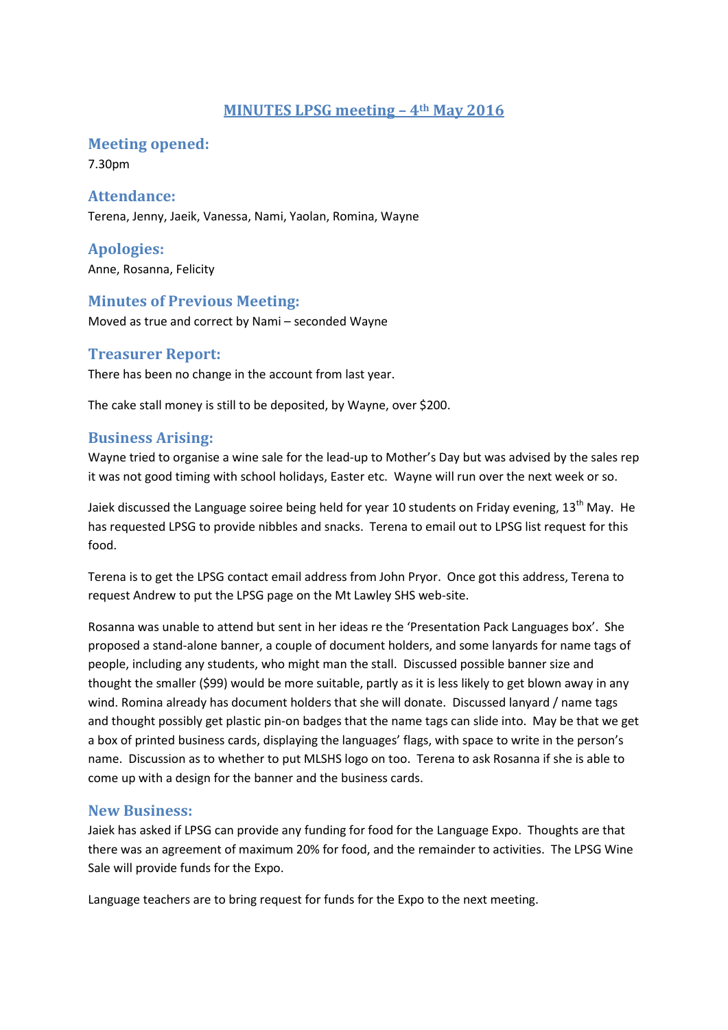# MINUTES LPSG meeting – 4th May 2016

## Meeting opened:

7.30pm

## Attendance:

Terena, Jenny, Jaeik, Vanessa, Nami, Yaolan, Romina, Wayne

## Apologies:

Anne, Rosanna, Felicity

## Minutes of Previous Meeting:

Moved as true and correct by Nami – seconded Wayne

## Treasurer Report:

There has been no change in the account from last year.

The cake stall money is still to be deposited, by Wayne, over $200.

## Business Arising:

Wayne tried to organise a wine sale for the lead-up to Mother's Day but was advised by the sales rep it was not good timing with school holidays, Easter etc. Wayne will run over the next week or so.

Jaiek discussed the Language soiree being held for year 10 students on Friday evening, 13th May. He has requested LPSG to provide nibbles and snacks. Terena to email out to LPSG list request for this food.

Terena is to get the LPSG contact email address from John Pryor. Once got this address, Terena to request Andrew to put the LPSG page on the Mt Lawley SHS web-site.

Rosanna was unable to attend but sent in her ideas re the 'Presentation Pack Languages box'. She proposed a stand-alone banner, a couple of document holders, and some lanyards for name tags of people, including any students, who might man the stall. Discussed possible banner size and thought the smaller ($99) would be more suitable, partly as it is less likely to get blown away in any wind. Romina already has document holders that she will donate. Discussed lanyard / name tags and thought possibly get plastic pin-on badges that the name tags can slide into. May be that we get a box of printed business cards, displaying the languages' flags, with space to write in the person's name. Discussion as to whether to put MLSHS logo on too. Terena to ask Rosanna if she is able to come up with a design for the banner and the business cards.

## New Business:

Jaiek has asked if LPSG can provide any funding for food for the Language Expo. Thoughts are that there was an agreement of maximum 20% for food, and the remainder to activities. The LPSG Wine Sale will provide funds for the Expo.

Language teachers are to bring request for funds for the Expo to the next meeting.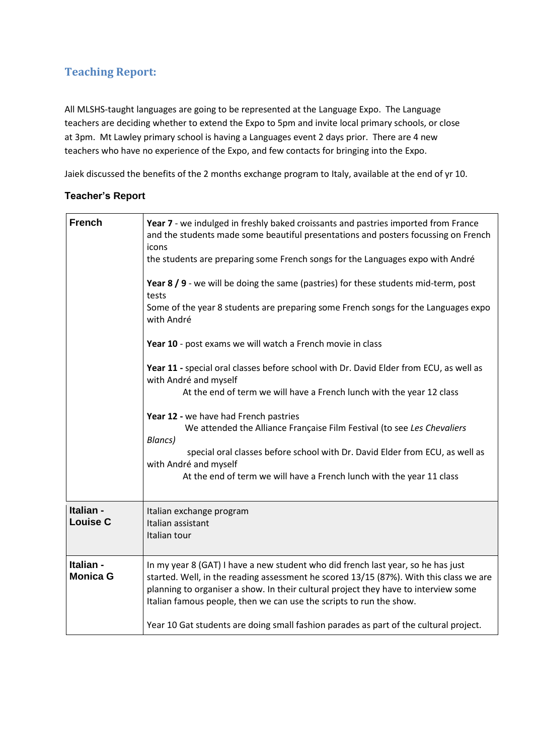## Teaching Report:

All MLSHS-taught languages are going to be represented at the Language Expo. The Language teachers are deciding whether to extend the Expo to 5pm and invite local primary schools, or close at 3pm. Mt Lawley primary school is having a Languages event 2 days prior. There are 4 new teachers who have no experience of the Expo, and few contacts for bringing into the Expo.

Jaiek discussed the benefits of the 2 months exchange program to Italy, available at the end of yr 10.

### Teacher's Report

| | |
|---|---|
| **French** | **Year 7** - we indulged in freshly baked croissants and pastries imported from France and the students made some beautiful presentations and posters focussing on French icons<br>the students are preparing some French songs for the Languages expo with André<br><br>**Year 8 / 9** - we will be doing the same (pastries) for these students mid-term, post tests<br>Some of the year 8 students are preparing some French songs for the Languages expo with André<br><br>**Year 10** - post exams we will watch a French movie in class<br><br>**Year 11 -** special oral classes before school with Dr. David Elder from ECU, as well as with André and myself<br>At the end of term we will have a French lunch with the year 12 class<br><br>**Year 12 -** we have had French pastries<br>We attended the Alliance Française Film Festival (to see *Les Chevaliers Blancs)*<br>special oral classes before school with Dr. David Elder from ECU, as well as with André and myself<br>At the end of term we will have a French lunch with the year 11 class |
| **Italian - Louise C** | Italian exchange program<br>Italian assistant<br>Italian tour |
| **Italian - Monica G** | In my year 8 (GAT) I have a new student who did french last year, so he has just started. Well, in the reading assessment he scored 13/15 (87%). With this class we are planning to organiser a show. In their cultural project they have to interview some Italian famous people, then we can use the scripts to run the show.<br><br>Year 10 Gat students are doing small fashion parades as part of the cultural project. |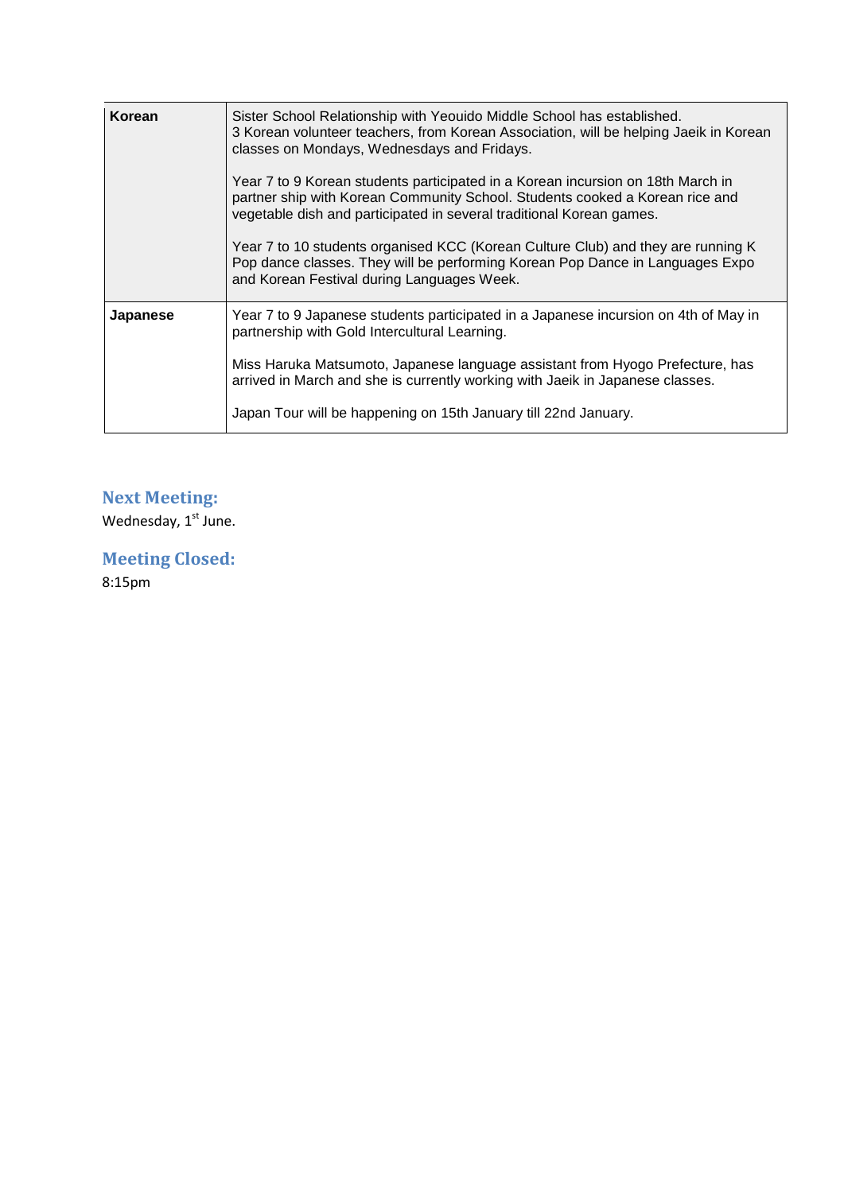| | |
|---|---|
| **Korean** | Sister School Relationship with Yeouido Middle School has established.<br>3 Korean volunteer teachers, from Korean Association, will be helping Jaeik in Korean classes on Mondays, Wednesdays and Fridays.<br><br>Year 7 to 9 Korean students participated in a Korean incursion on 18th March in partner ship with Korean Community School. Students cooked a Korean rice and vegetable dish and participated in several traditional Korean games.<br><br>Year 7 to 10 students organised KCC (Korean Culture Club) and they are running K Pop dance classes. They will be performing Korean Pop Dance in Languages Expo and Korean Festival during Languages Week. |
| **Japanese** | Year 7 to 9 Japanese students participated in a Japanese incursion on 4th of May in partnership with Gold Intercultural Learning.<br><br>Miss Haruka Matsumoto, Japanese language assistant from Hyogo Prefecture, has arrived in March and she is currently working with Jaeik in Japanese classes.<br><br>Japan Tour will be happening on 15th January till 22nd January. |

## Next Meeting:

Wednesday, 1st June.

## Meeting Closed:

8:15pm